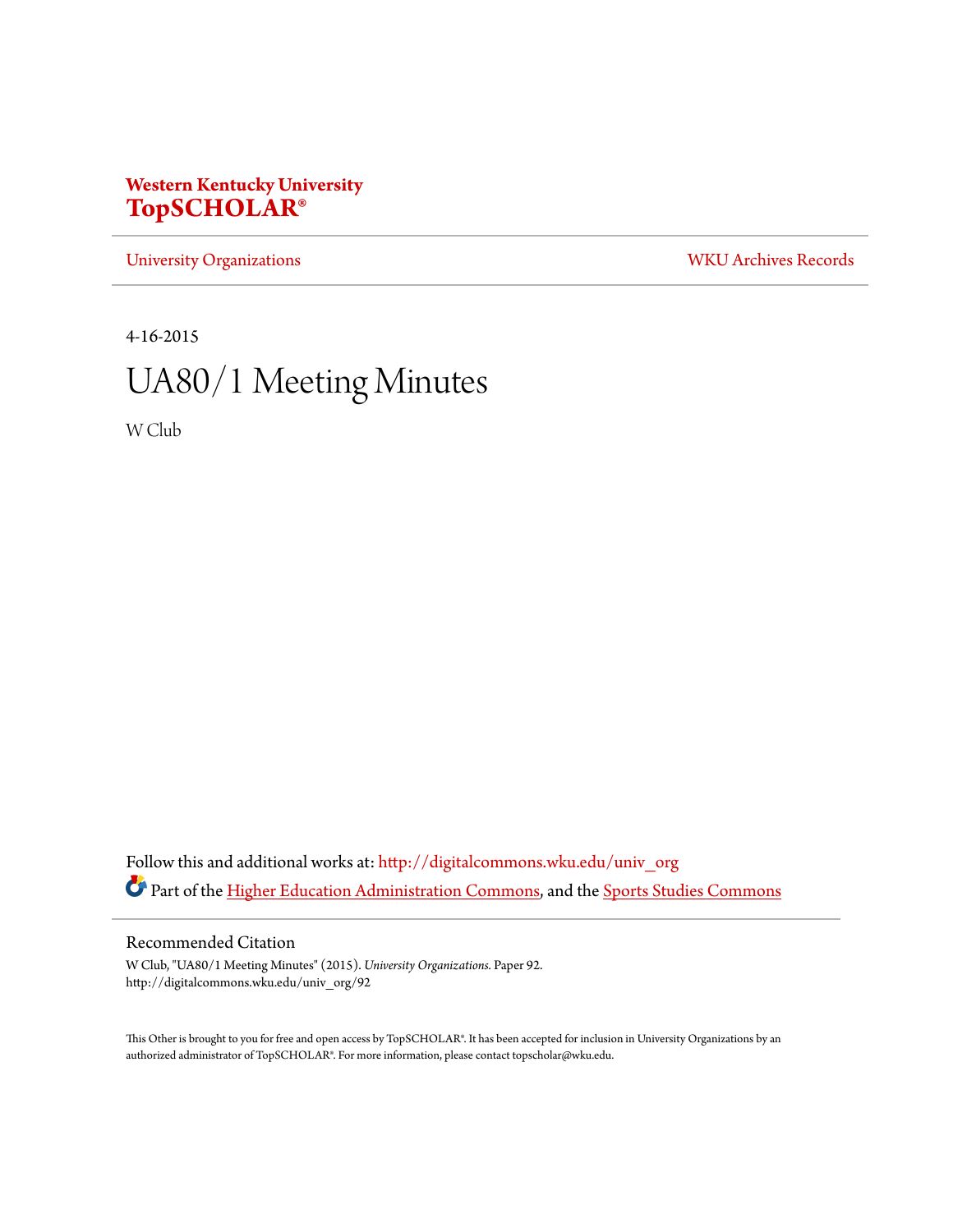**Western Kentucky University**
**TopSCHOLAR®**

University Organizations | WKU Archives Records

4-16-2015

# UA80/1 Meeting Minutes

W Club

Follow this and additional works at: http://digitalcommons.wku.edu/univ_org

Part of the Higher Education Administration Commons, and the Sports Studies Commons

## Recommended Citation

W Club, "UA80/1 Meeting Minutes" (2015). *University Organizations.* Paper 92.
http://digitalcommons.wku.edu/univ_org/92

This Other is brought to you for free and open access by TopSCHOLAR®. It has been accepted for inclusion in University Organizations by an authorized administrator of TopSCHOLAR®. For more information, please contact topscholar@wku.edu.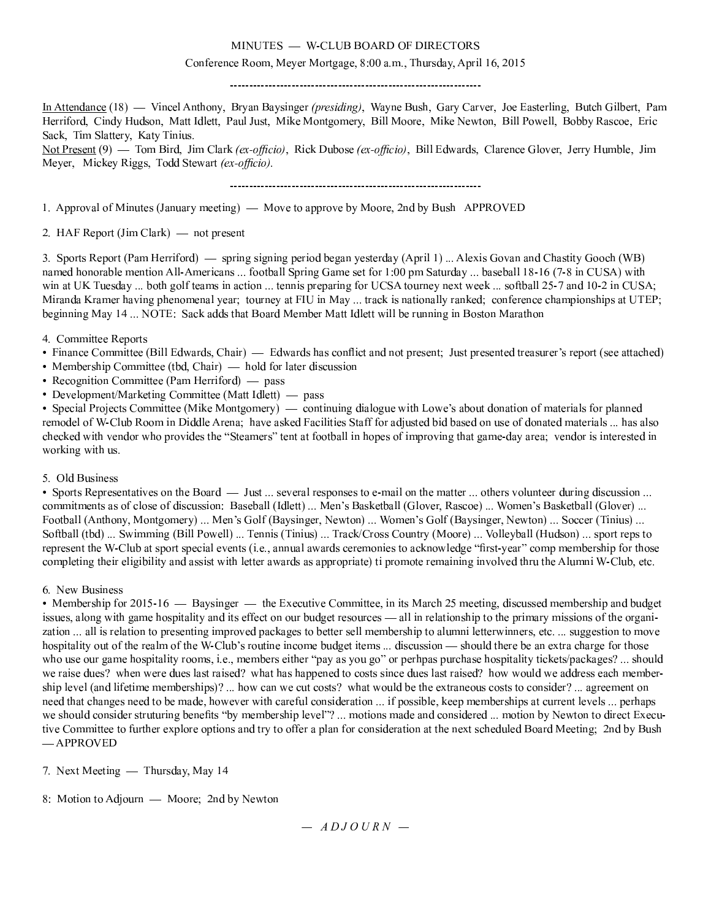MINUTES — W-CLUB BOARD OF DIRECTORS

Conference Room, Meyer Mortgage, 8:00 a.m., Thursday, April 16, 2015

---

In Attendance (18) — Vincel Anthony, Bryan Baysinger *(presiding)*, Wayne Bush, Gary Carver, Joe Easterling, Butch Gilbert, Pam Herriford, Cindy Hudson, Matt Idlett, Paul Just, Mike Montgomery, Bill Moore, Mike Newton, Bill Powell, Bobby Rascoe, Eric Sack, Tim Slattery, Katy Tinius.
Not Present (9) — Tom Bird, Jim Clark *(ex-officio)*, Rick Dubose *(ex-officio)*, Bill Edwards, Clarence Glover, Jerry Humble, Jim Meyer, Mickey Riggs, Todd Stewart *(ex-officio)*.

---

1. Approval of Minutes (January meeting) — Move to approve by Moore, 2nd by Bush APPROVED

2. HAF Report (Jim Clark) — not present

3. Sports Report (Pam Herriford) — spring signing period began yesterday (April 1) ... Alexis Govan and Chastity Gooch (WB) named honorable mention All-Americans ... football Spring Game set for 1:00 pm Saturday ... baseball 18-16 (7-8 in CUSA) with win at UK Tuesday ... both golf teams in action ... tennis preparing for UCSA tourney next week ... softball 25-7 and 10-2 in CUSA; Miranda Kramer having phenomenal year; tourney at FIU in May ... track is nationally ranked; conference championships at UTEP; beginning May 14 ... NOTE: Sack adds that Board Member Matt Idlett will be running in Boston Marathon

4. Committee Reports
- Finance Committee (Bill Edwards, Chair) — Edwards has conflict and not present; Just presented treasurer's report (see attached)
- Membership Committee (tbd, Chair) — hold for later discussion
- Recognition Committee (Pam Herriford) — pass
- Development/Marketing Committee (Matt Idlett) — pass
- Special Projects Committee (Mike Montgomery) — continuing dialogue with Lowe's about donation of materials for planned remodel of W-Club Room in Diddle Arena; have asked Facilities Staff for adjusted bid based on use of donated materials ... has also checked with vendor who provides the "Steamers" tent at football in hopes of improving that game-day area; vendor is interested in working with us.

5. Old Business
- Sports Representatives on the Board — Just ... several responses to e-mail on the matter ... others volunteer during discussion ... commitments as of close of discussion: Baseball (Idlett) ... Men's Basketball (Glover, Rascoe) ... Women's Basketball (Glover) ... Football (Anthony, Montgomery) ... Men's Golf (Baysinger, Newton) ... Women's Golf (Baysinger, Newton) ... Soccer (Tinius) ... Softball (tbd) ... Swimming (Bill Powell) ... Tennis (Tinius) ... Track/Cross Country (Moore) ... Volleyball (Hudson) ... sport reps to represent the W-Club at sport special events (i.e., annual awards ceremonies to acknowledge "first-year" comp membership for those completing their eligibility and assist with letter awards as appropriate) ti promote remaining involved thru the Alumni W-Club, etc.

6. New Business
- Membership for 2015-16 — Baysinger — the Executive Committee, in its March 25 meeting, discussed membership and budget issues, along with game hospitality and its effect on our budget resources — all in relationship to the primary missions of the organization ... all is relation to presenting improved packages to better sell membership to alumni letterwinners, etc. ... suggestion to move hospitality out of the realm of the W-Club's routine income budget items ... discussion — should there be an extra charge for those who use our game hospitality rooms, i.e., members either "pay as you go" or perhpas purchase hospitality tickets/packages? ... should we raise dues? when were dues last raised? what has happened to costs since dues last raised? how would we address each membership level (and lifetime memberships)? ... how can we cut costs? what would be the extraneous costs to consider? ... agreement on need that changes need to be made, however with careful consideration ... if possible, keep memberships at current levels ... perhaps we should consider struturing benefits "by membership level"? ... motions made and considered ... motion by Newton to direct Executive Committee to further explore options and try to offer a plan for consideration at the next scheduled Board Meeting; 2nd by Bush — APPROVED

7. Next Meeting — Thursday, May 14

8: Motion to Adjourn — Moore; 2nd by Newton

*— A D J O U R N —*